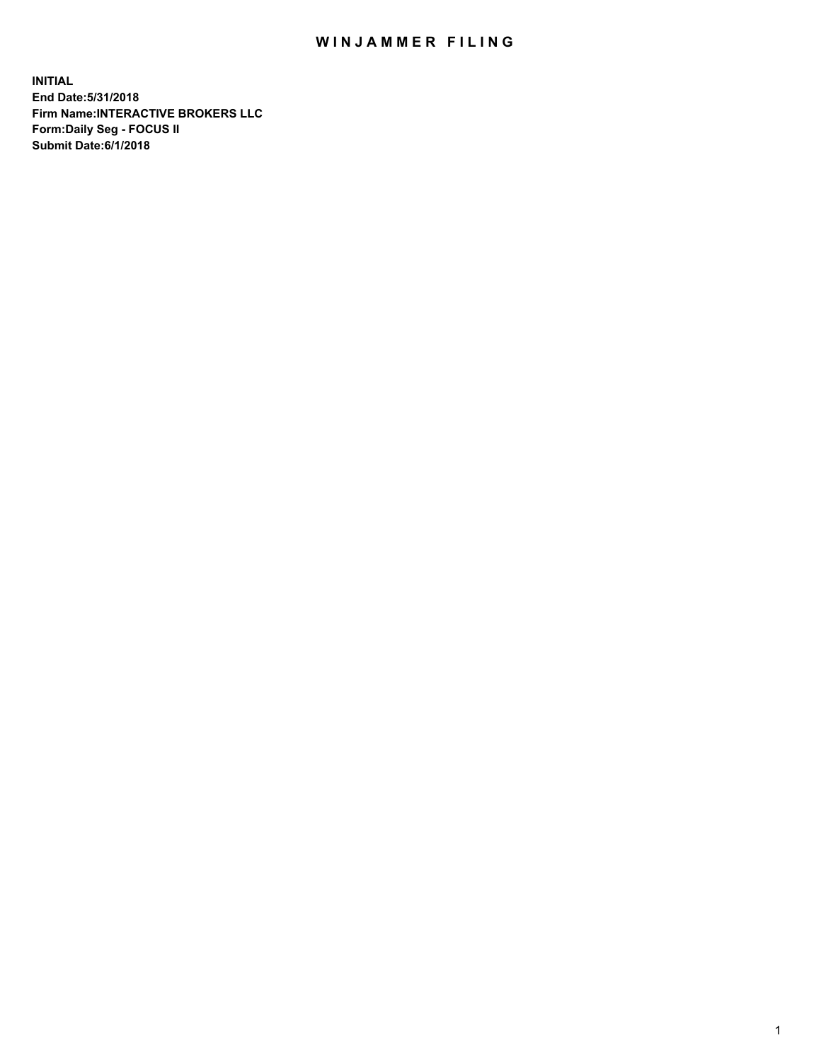# WINJAMMER FILING

**INITIAL**
**End Date:5/31/2018**
**Firm Name:INTERACTIVE BROKERS LLC**
**Form:Daily Seg - FOCUS II**
**Submit Date:6/1/2018**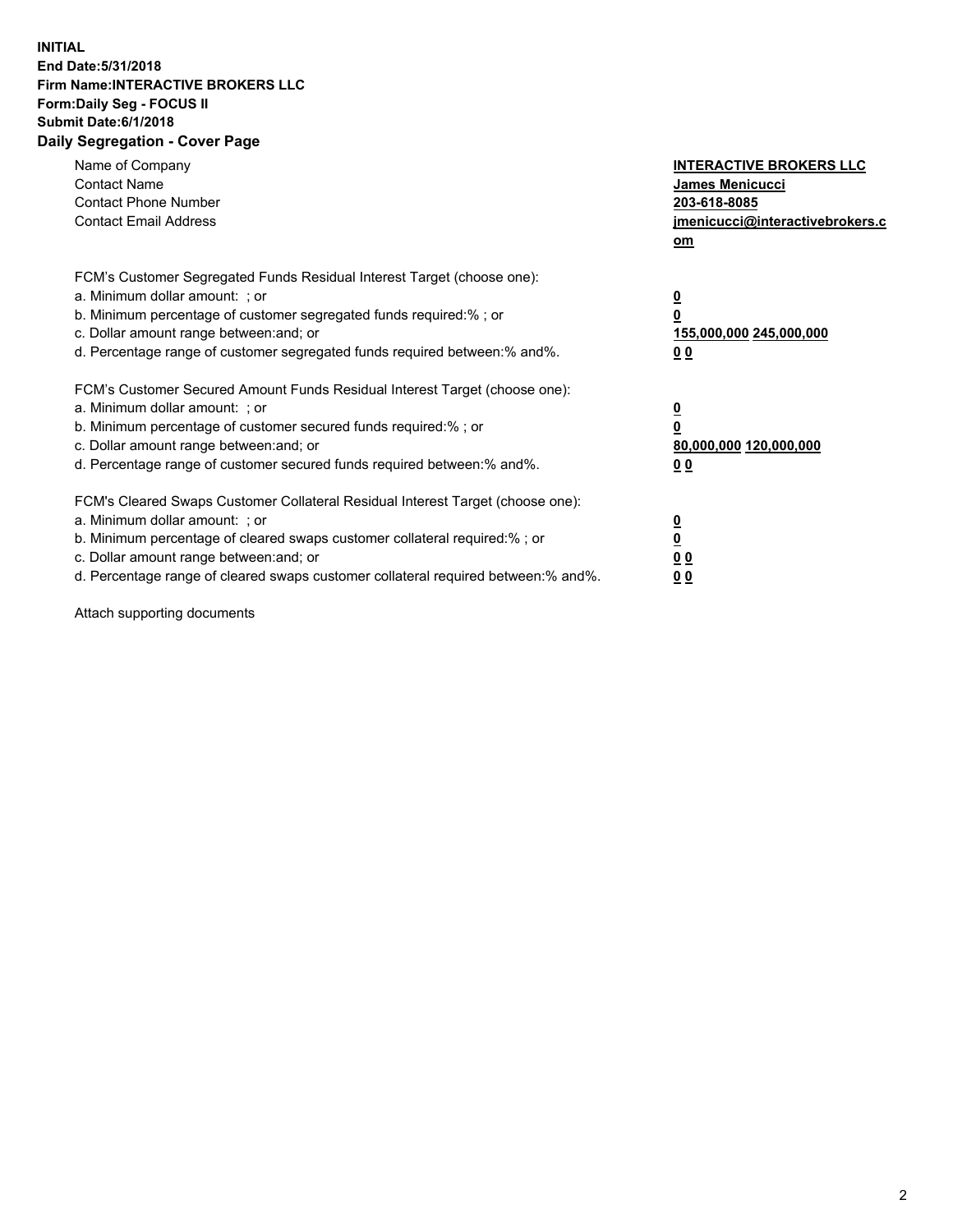**INITIAL**
**End Date:5/31/2018**
**Firm Name:INTERACTIVE BROKERS LLC**
**Form:Daily Seg - FOCUS II**
**Submit Date:6/1/2018**

## Daily Segregation - Cover Page

| | |
|---|---|
| Name of Company | **INTERACTIVE BROKERS LLC** |
| Contact Name | **James Menicucci** |
| Contact Phone Number | **203-618-8085** |
| Contact Email Address | **jmenicucci@interactivebrokers.com** |

FCM's Customer Segregated Funds Residual Interest Target (choose one):

| | |
|---|---|
| a. Minimum dollar amount: ; or | **0** |
| b. Minimum percentage of customer segregated funds required:% ; or | **0** |
| c. Dollar amount range between:and; or | **155,000,000 245,000,000** |
| d. Percentage range of customer segregated funds required between:% and%. | **0 0** |

FCM's Customer Secured Amount Funds Residual Interest Target (choose one):

| | |
|---|---|
| a. Minimum dollar amount: ; or | **0** |
| b. Minimum percentage of customer secured funds required:% ; or | **0** |
| c. Dollar amount range between:and; or | **80,000,000 120,000,000** |
| d. Percentage range of customer secured funds required between:% and%. | **0 0** |

FCM's Cleared Swaps Customer Collateral Residual Interest Target (choose one):

| | |
|---|---|
| a. Minimum dollar amount: ; or | **0** |
| b. Minimum percentage of cleared swaps customer collateral required:% ; or | **0** |
| c. Dollar amount range between:and; or | **0 0** |
| d. Percentage range of cleared swaps customer collateral required between:% and%. | **0 0** |

Attach supporting documents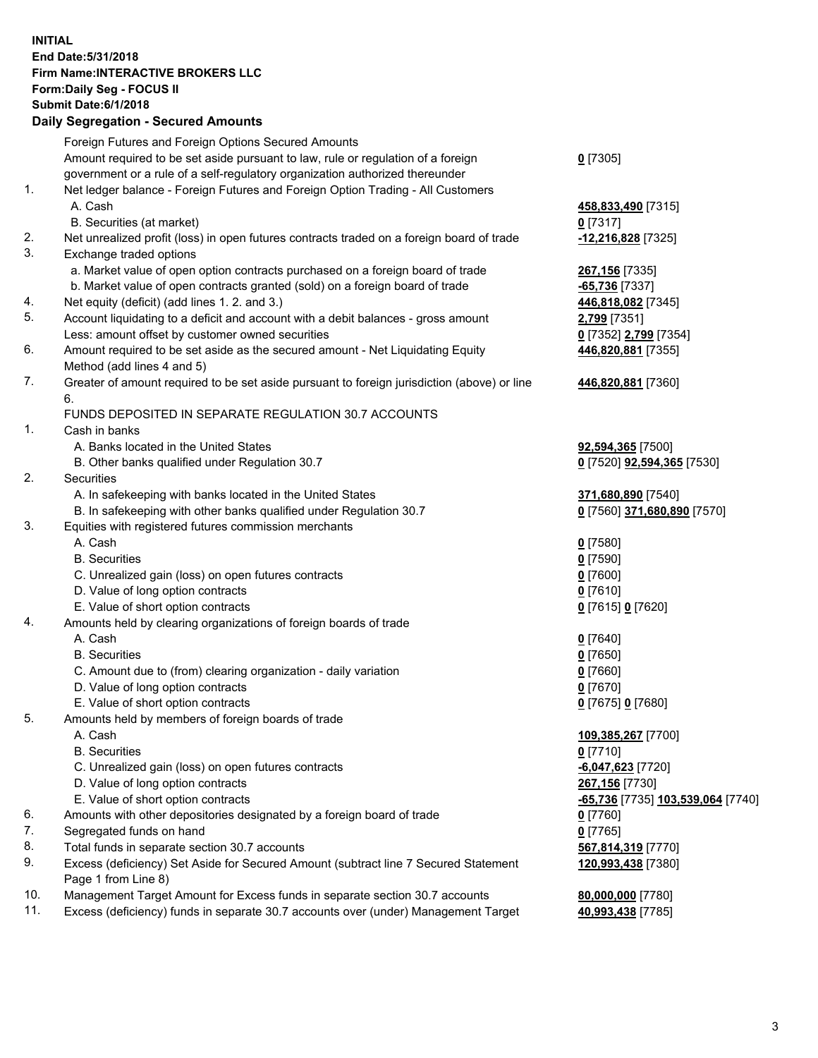**INITIAL**
**End Date:5/31/2018**
**Firm Name:INTERACTIVE BROKERS LLC**
**Form:Daily Seg - FOCUS II**
**Submit Date:6/1/2018**

## Daily Segregation - Secured Amounts

| | | |
|---|---|---|
| | Foreign Futures and Foreign Options Secured Amounts | |
| | Amount required to be set aside pursuant to law, rule or regulation of a foreign government or a rule of a self-regulatory organization authorized thereunder | **0** [7305] |
| 1. | Net ledger balance - Foreign Futures and Foreign Option Trading - All Customers | |
| | A. Cash | **458,833,490** [7315] |
| | B. Securities (at market) | **0** [7317] |
| 2. | Net unrealized profit (loss) in open futures contracts traded on a foreign board of trade | **-12,216,828** [7325] |
| 3. | Exchange traded options | |
| | a. Market value of open option contracts purchased on a foreign board of trade | **267,156** [7335] |
| | b. Market value of open contracts granted (sold) on a foreign board of trade | **-65,736** [7337] |
| 4. | Net equity (deficit) (add lines 1. 2. and 3.) | **446,818,082** [7345] |
| 5. | Account liquidating to a deficit and account with a debit balances - gross amount | **2,799** [7351] |
| | Less: amount offset by customer owned securities | **0** [7352] **2,799** [7354] |
| 6. | Amount required to be set aside as the secured amount - Net Liquidating Equity Method (add lines 4 and 5) | **446,820,881** [7355] |
| 7. | Greater of amount required to be set aside pursuant to foreign jurisdiction (above) or line 6. | **446,820,881** [7360] |
| | FUNDS DEPOSITED IN SEPARATE REGULATION 30.7 ACCOUNTS | |
| 1. | Cash in banks | |
| | A. Banks located in the United States | **92,594,365** [7500] |
| | B. Other banks qualified under Regulation 30.7 | **0** [7520] **92,594,365** [7530] |
| 2. | Securities | |
| | A. In safekeeping with banks located in the United States | **371,680,890** [7540] |
| | B. In safekeeping with other banks qualified under Regulation 30.7 | **0** [7560] **371,680,890** [7570] |
| 3. | Equities with registered futures commission merchants | |
| | A. Cash | **0** [7580] |
| | B. Securities | **0** [7590] |
| | C. Unrealized gain (loss) on open futures contracts | **0** [7600] |
| | D. Value of long option contracts | **0** [7610] |
| | E. Value of short option contracts | **0** [7615] **0** [7620] |
| 4. | Amounts held by clearing organizations of foreign boards of trade | |
| | A. Cash | **0** [7640] |
| | B. Securities | **0** [7650] |
| | C. Amount due to (from) clearing organization - daily variation | **0** [7660] |
| | D. Value of long option contracts | **0** [7670] |
| | E. Value of short option contracts | **0** [7675] **0** [7680] |
| 5. | Amounts held by members of foreign boards of trade | |
| | A. Cash | **109,385,267** [7700] |
| | B. Securities | **0** [7710] |
| | C. Unrealized gain (loss) on open futures contracts | **-6,047,623** [7720] |
| | D. Value of long option contracts | **267,156** [7730] |
| | E. Value of short option contracts | **-65,736** [7735] **103,539,064** [7740] |
| 6. | Amounts with other depositories designated by a foreign board of trade | **0** [7760] |
| 7. | Segregated funds on hand | **0** [7765] |
| 8. | Total funds in separate section 30.7 accounts | **567,814,319** [7770] |
| 9. | Excess (deficiency) Set Aside for Secured Amount (subtract line 7 Secured Statement Page 1 from Line 8) | **120,993,438** [7380] |
| 10. | Management Target Amount for Excess funds in separate section 30.7 accounts | **80,000,000** [7780] |
| 11. | Excess (deficiency) funds in separate 30.7 accounts over (under) Management Target | **40,993,438** [7785] |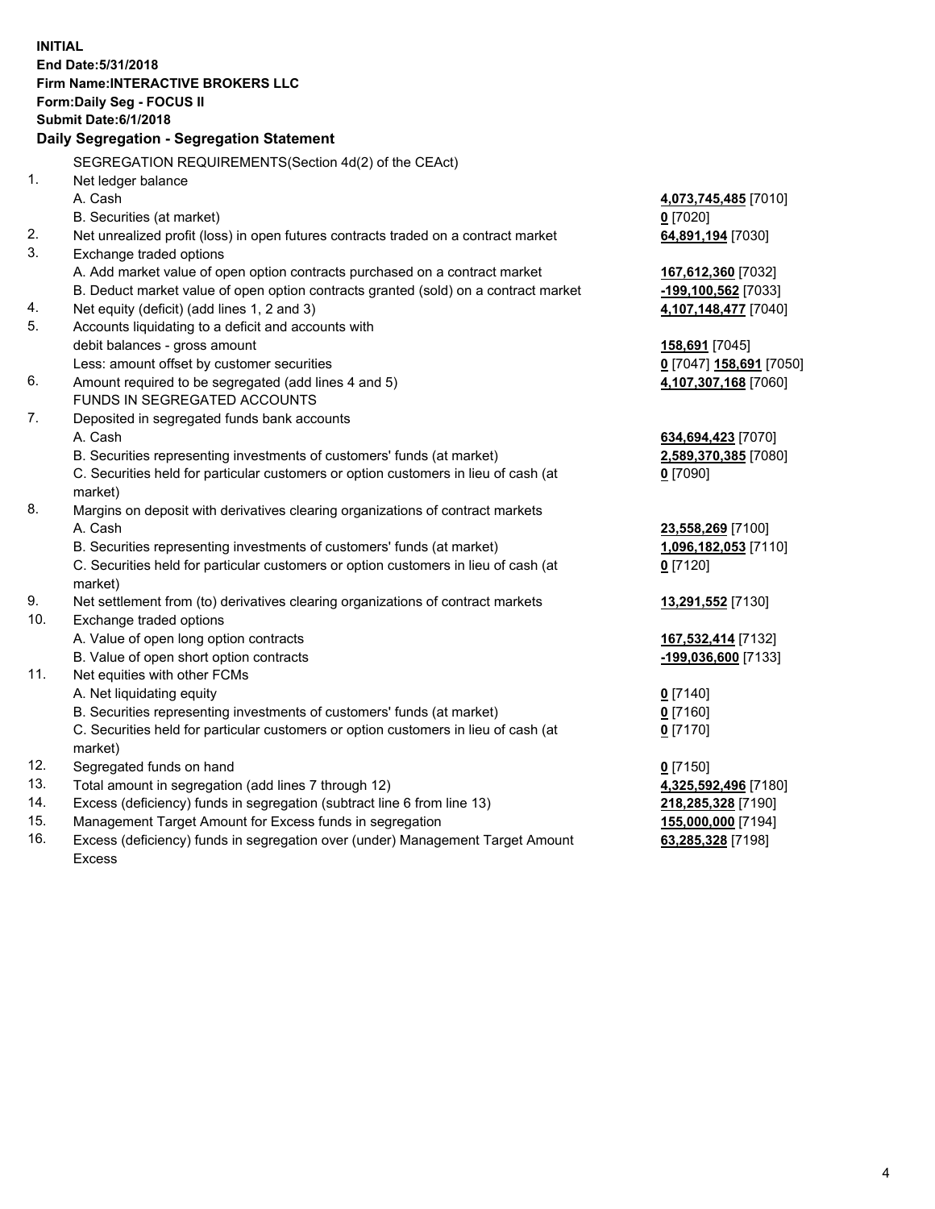**INITIAL**
**End Date:5/31/2018**
**Firm Name:INTERACTIVE BROKERS LLC**
**Form:Daily Seg - FOCUS II**
**Submit Date:6/1/2018**

## Daily Segregation - Segregation Statement

SEGREGATION REQUIREMENTS(Section 4d(2) of the CEAct)

| | | |
|---|---|---|
| 1. | Net ledger balance | |
| | A. Cash | **4,073,745,485** [7010] |
| | B. Securities (at market) | **0** [7020] |
| 2. | Net unrealized profit (loss) in open futures contracts traded on a contract market | **64,891,194** [7030] |
| 3. | Exchange traded options | |
| | A. Add market value of open option contracts purchased on a contract market | **167,612,360** [7032] |
| | B. Deduct market value of open option contracts granted (sold) on a contract market | **-199,100,562** [7033] |
| 4. | Net equity (deficit) (add lines 1, 2 and 3) | **4,107,148,477** [7040] |
| 5. | Accounts liquidating to a deficit and accounts with | |
| | debit balances - gross amount | **158,691** [7045] |
| | Less: amount offset by customer securities | **0** [7047] **158,691** [7050] |
| 6. | Amount required to be segregated (add lines 4 and 5) | **4,107,307,168** [7060] |
| | FUNDS IN SEGREGATED ACCOUNTS | |
| 7. | Deposited in segregated funds bank accounts | |
| | A. Cash | **634,694,423** [7070] |
| | B. Securities representing investments of customers' funds (at market) | **2,589,370,385** [7080] |
| | C. Securities held for particular customers or option customers in lieu of cash (at market) | **0** [7090] |
| 8. | Margins on deposit with derivatives clearing organizations of contract markets | |
| | A. Cash | **23,558,269** [7100] |
| | B. Securities representing investments of customers' funds (at market) | **1,096,182,053** [7110] |
| | C. Securities held for particular customers or option customers in lieu of cash (at market) | **0** [7120] |
| 9. | Net settlement from (to) derivatives clearing organizations of contract markets | **13,291,552** [7130] |
| 10. | Exchange traded options | |
| | A. Value of open long option contracts | **167,532,414** [7132] |
| | B. Value of open short option contracts | **-199,036,600** [7133] |
| 11. | Net equities with other FCMs | |
| | A. Net liquidating equity | **0** [7140] |
| | B. Securities representing investments of customers' funds (at market) | **0** [7160] |
| | C. Securities held for particular customers or option customers in lieu of cash (at market) | **0** [7170] |
| 12. | Segregated funds on hand | **0** [7150] |
| 13. | Total amount in segregation (add lines 7 through 12) | **4,325,592,496** [7180] |
| 14. | Excess (deficiency) funds in segregation (subtract line 6 from line 13) | **218,285,328** [7190] |
| 15. | Management Target Amount for Excess funds in segregation | **155,000,000** [7194] |
| 16. | Excess (deficiency) funds in segregation over (under) Management Target Amount Excess | **63,285,328** [7198] |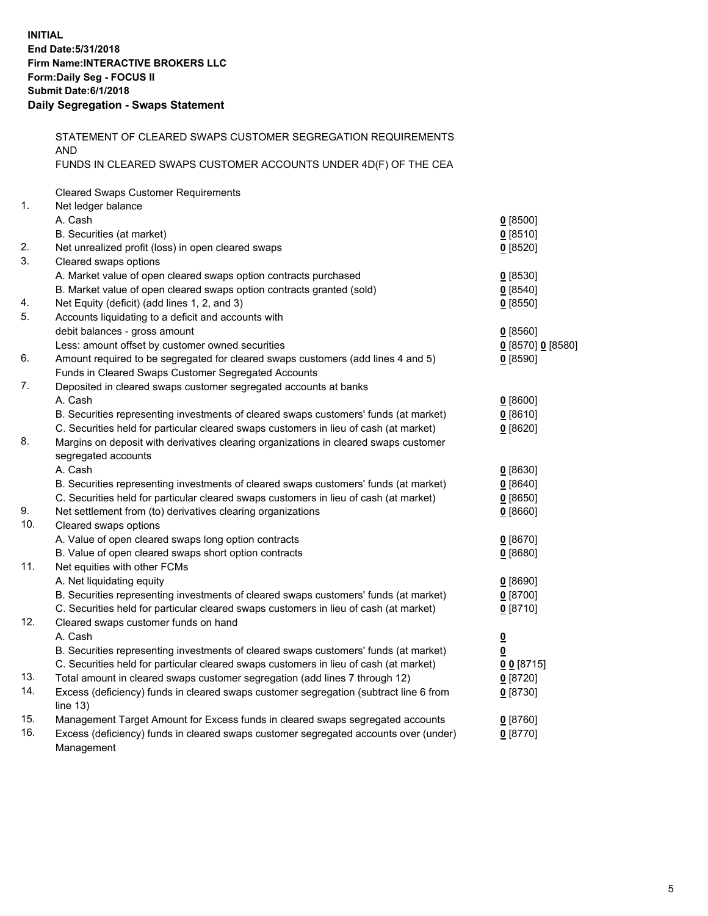**INITIAL**
**End Date:5/31/2018**
**Firm Name:INTERACTIVE BROKERS LLC**
**Form:Daily Seg - FOCUS II**
**Submit Date:6/1/2018**
**Daily Segregation - Swaps Statement**

STATEMENT OF CLEARED SWAPS CUSTOMER SEGREGATION REQUIREMENTS AND FUNDS IN CLEARED SWAPS CUSTOMER ACCOUNTS UNDER 4D(F) OF THE CEA

| | | |
|---|---|---|
| | Cleared Swaps Customer Requirements | |
| 1. | Net ledger balance | |
| | A. Cash | 0 [8500] |
| | B. Securities (at market) | 0 [8510] |
| 2. | Net unrealized profit (loss) in open cleared swaps | 0 [8520] |
| 3. | Cleared swaps options | |
| | A. Market value of open cleared swaps option contracts purchased | 0 [8530] |
| | B. Market value of open cleared swaps option contracts granted (sold) | 0 [8540] |
| 4. | Net Equity (deficit) (add lines 1, 2, and 3) | 0 [8550] |
| 5. | Accounts liquidating to a deficit and accounts with debit balances - gross amount | 0 [8560] |
| | Less: amount offset by customer owned securities | 0 [8570] 0 [8580] |
| 6. | Amount required to be segregated for cleared swaps customers (add lines 4 and 5) | 0 [8590] |
| | Funds in Cleared Swaps Customer Segregated Accounts | |
| 7. | Deposited in cleared swaps customer segregated accounts at banks | |
| | A. Cash | 0 [8600] |
| | B. Securities representing investments of cleared swaps customers' funds (at market) | 0 [8610] |
| | C. Securities held for particular cleared swaps customers in lieu of cash (at market) | 0 [8620] |
| 8. | Margins on deposit with derivatives clearing organizations in cleared swaps customer segregated accounts | |
| | A. Cash | 0 [8630] |
| | B. Securities representing investments of cleared swaps customers' funds (at market) | 0 [8640] |
| | C. Securities held for particular cleared swaps customers in lieu of cash (at market) | 0 [8650] |
| 9. | Net settlement from (to) derivatives clearing organizations | 0 [8660] |
| 10. | Cleared swaps options | |
| | A. Value of open cleared swaps long option contracts | 0 [8670] |
| | B. Value of open cleared swaps short option contracts | 0 [8680] |
| 11. | Net equities with other FCMs | |
| | A. Net liquidating equity | 0 [8690] |
| | B. Securities representing investments of cleared swaps customers' funds (at market) | 0 [8700] |
| | C. Securities held for particular cleared swaps customers in lieu of cash (at market) | 0 [8710] |
| 12. | Cleared swaps customer funds on hand | |
| | A. Cash | 0 |
| | B. Securities representing investments of cleared swaps customers' funds (at market) | 0 |
| | C. Securities held for particular cleared swaps customers in lieu of cash (at market) | 0 0 [8715] |
| 13. | Total amount in cleared swaps customer segregation (add lines 7 through 12) | 0 [8720] |
| 14. | Excess (deficiency) funds in cleared swaps customer segregation (subtract line 6 from line 13) | 0 [8730] |
| 15. | Management Target Amount for Excess funds in cleared swaps segregated accounts | 0 [8760] |
| 16. | Excess (deficiency) funds in cleared swaps customer segregated accounts over (under) Management | 0 [8770] |